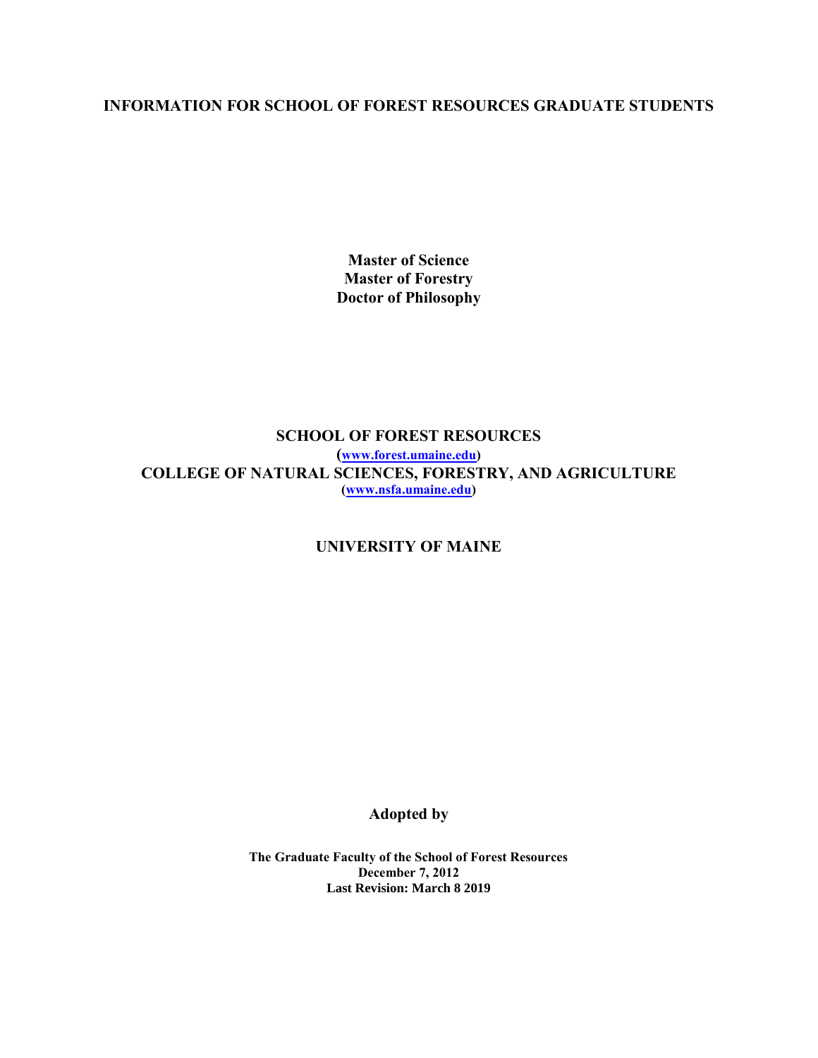# INFORMATION FOR SCHOOL OF FOREST RESOURCES GRADUATE STUDENTS

**Master of Science**
**Master of Forestry**
**Doctor of Philosophy**

## SCHOOL OF FOREST RESOURCES

**([www.forest.umaine.edu](http://www.forest.umaine.edu))**

## COLLEGE OF NATURAL SCIENCES, FORESTRY, AND AGRICULTURE

**([www.nsfa.umaine.edu](http://www.nsfa.umaine.edu))**

## UNIVERSITY OF MAINE

**Adopted by**

**The Graduate Faculty of the School of Forest Resources**
**December 7, 2012**
**Last Revision: March 8 2019**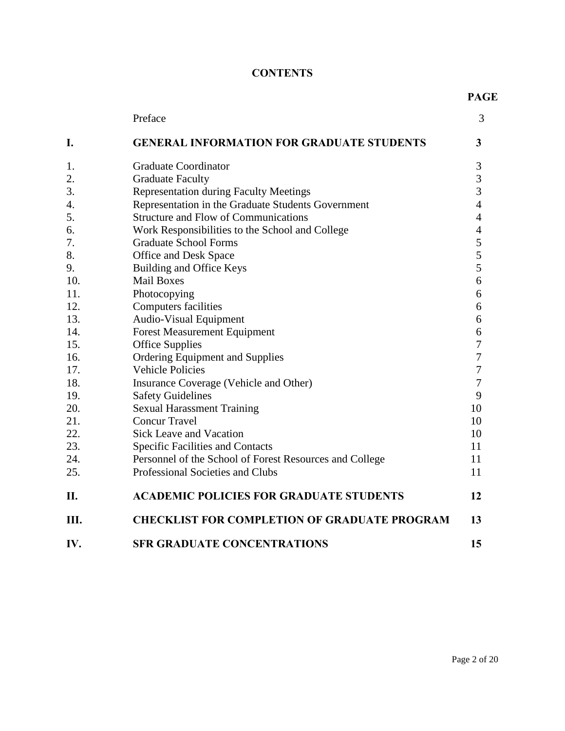# CONTENTS

| | | PAGE |
|---|---|---|
| | Preface | 3 |
| **I.** | **GENERAL INFORMATION FOR GRADUATE STUDENTS** | **3** |
| 1. | Graduate Coordinator | 3 |
| 2. | Graduate Faculty | 3 |
| 3. | Representation during Faculty Meetings | 3 |
| 4. | Representation in the Graduate Students Government | 4 |
| 5. | Structure and Flow of Communications | 4 |
| 6. | Work Responsibilities to the School and College | 4 |
| 7. | Graduate School Forms | 5 |
| 8. | Office and Desk Space | 5 |
| 9. | Building and Office Keys | 5 |
| 10. | Mail Boxes | 6 |
| 11. | Photocopying | 6 |
| 12. | Computers facilities | 6 |
| 13. | Audio-Visual Equipment | 6 |
| 14. | Forest Measurement Equipment | 6 |
| 15. | Office Supplies | 7 |
| 16. | Ordering Equipment and Supplies | 7 |
| 17. | Vehicle Policies | 7 |
| 18. | Insurance Coverage (Vehicle and Other) | 7 |
| 19. | Safety Guidelines | 9 |
| 20. | Sexual Harassment Training | 10 |
| 21. | Concur Travel | 10 |
| 22. | Sick Leave and Vacation | 10 |
| 23. | Specific Facilities and Contacts | 11 |
| 24. | Personnel of the School of Forest Resources and College | 11 |
| 25. | Professional Societies and Clubs | 11 |
| **II.** | **ACADEMIC POLICIES FOR GRADUATE STUDENTS** | **12** |
| **III.** | **CHECKLIST FOR COMPLETION OF GRADUATE PROGRAM** | **13** |
| **IV.** | **SFR GRADUATE CONCENTRATIONS** | **15** |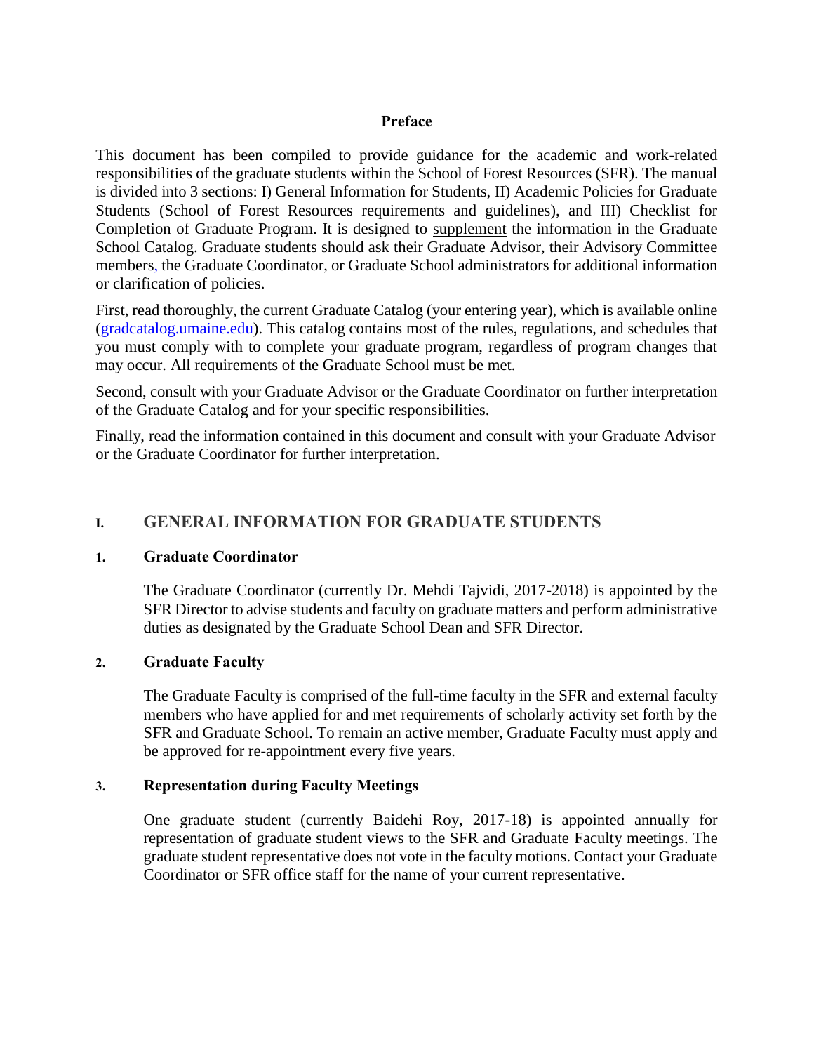**Preface**

This document has been compiled to provide guidance for the academic and work-related responsibilities of the graduate students within the School of Forest Resources (SFR). The manual is divided into 3 sections: I) General Information for Students, II) Academic Policies for Graduate Students (School of Forest Resources requirements and guidelines), and III) Checklist for Completion of Graduate Program. It is designed to supplement the information in the Graduate School Catalog. Graduate students should ask their Graduate Advisor, their Advisory Committee members, the Graduate Coordinator, or Graduate School administrators for additional information or clarification of policies.

First, read thoroughly, the current Graduate Catalog (your entering year), which is available online (gradcatalog.umaine.edu). This catalog contains most of the rules, regulations, and schedules that you must comply with to complete your graduate program, regardless of program changes that may occur. All requirements of the Graduate School must be met.

Second, consult with your Graduate Advisor or the Graduate Coordinator on further interpretation of the Graduate Catalog and for your specific responsibilities.

Finally, read the information contained in this document and consult with your Graduate Advisor or the Graduate Coordinator for further interpretation.

## I. GENERAL INFORMATION FOR GRADUATE STUDENTS

### 1. Graduate Coordinator

The Graduate Coordinator (currently Dr. Mehdi Tajvidi, 2017-2018) is appointed by the SFR Director to advise students and faculty on graduate matters and perform administrative duties as designated by the Graduate School Dean and SFR Director.

### 2. Graduate Faculty

The Graduate Faculty is comprised of the full-time faculty in the SFR and external faculty members who have applied for and met requirements of scholarly activity set forth by the SFR and Graduate School. To remain an active member, Graduate Faculty must apply and be approved for re-appointment every five years.

### 3. Representation during Faculty Meetings

One graduate student (currently Baidehi Roy, 2017-18) is appointed annually for representation of graduate student views to the SFR and Graduate Faculty meetings. The graduate student representative does not vote in the faculty motions. Contact your Graduate Coordinator or SFR office staff for the name of your current representative.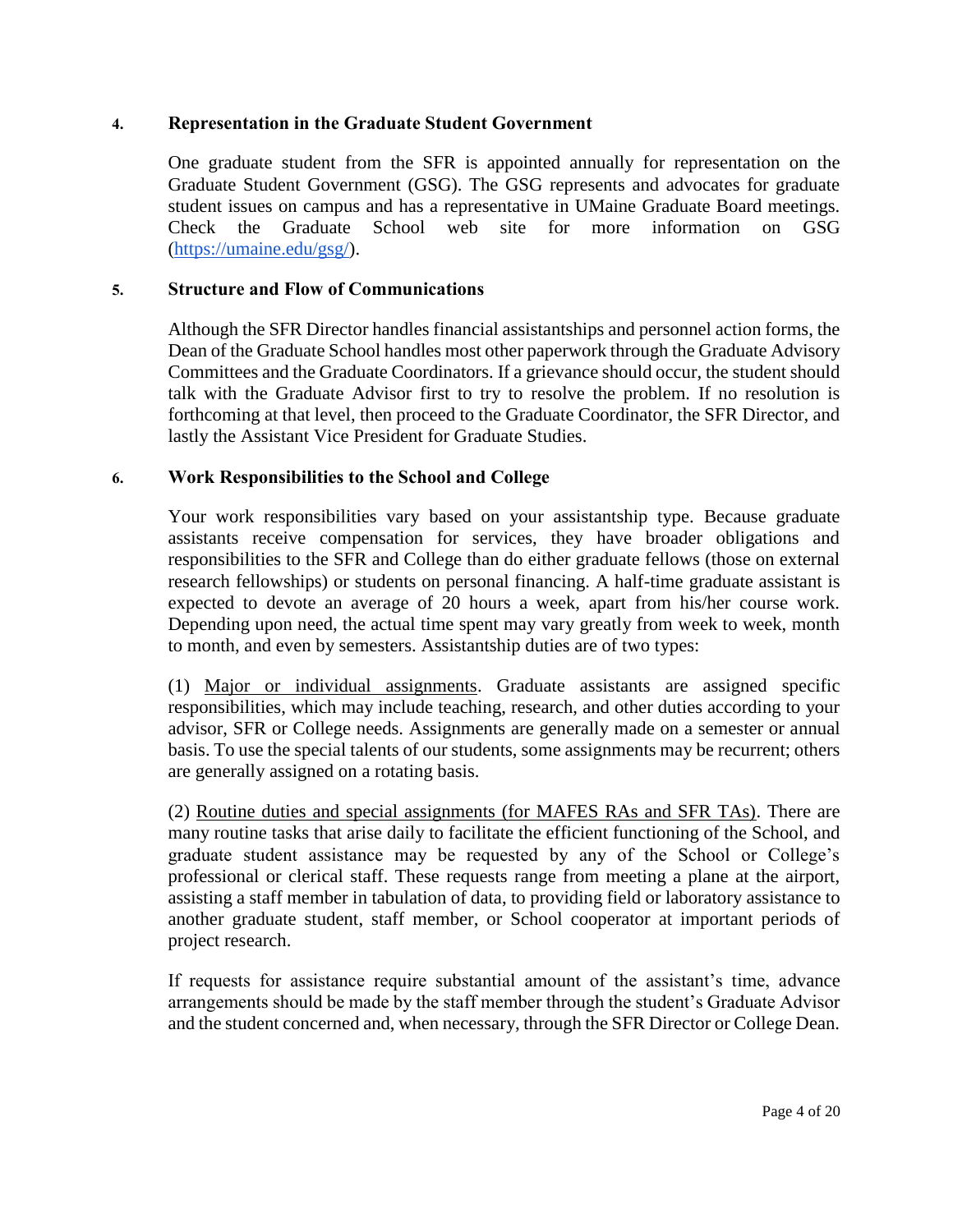### 4. Representation in the Graduate Student Government

One graduate student from the SFR is appointed annually for representation on the Graduate Student Government (GSG). The GSG represents and advocates for graduate student issues on campus and has a representative in UMaine Graduate Board meetings. Check the Graduate School web site for more information on GSG (https://umaine.edu/gsg/).

### 5. Structure and Flow of Communications

Although the SFR Director handles financial assistantships and personnel action forms, the Dean of the Graduate School handles most other paperwork through the Graduate Advisory Committees and the Graduate Coordinators. If a grievance should occur, the student should talk with the Graduate Advisor first to try to resolve the problem. If no resolution is forthcoming at that level, then proceed to the Graduate Coordinator, the SFR Director, and lastly the Assistant Vice President for Graduate Studies.

### 6. Work Responsibilities to the School and College

Your work responsibilities vary based on your assistantship type. Because graduate assistants receive compensation for services, they have broader obligations and responsibilities to the SFR and College than do either graduate fellows (those on external research fellowships) or students on personal financing. A half-time graduate assistant is expected to devote an average of 20 hours a week, apart from his/her course work. Depending upon need, the actual time spent may vary greatly from week to week, month to month, and even by semesters. Assistantship duties are of two types:

(1) Major or individual assignments. Graduate assistants are assigned specific responsibilities, which may include teaching, research, and other duties according to your advisor, SFR or College needs. Assignments are generally made on a semester or annual basis. To use the special talents of our students, some assignments may be recurrent; others are generally assigned on a rotating basis.

(2) Routine duties and special assignments (for MAFES RAs and SFR TAs). There are many routine tasks that arise daily to facilitate the efficient functioning of the School, and graduate student assistance may be requested by any of the School or College's professional or clerical staff. These requests range from meeting a plane at the airport, assisting a staff member in tabulation of data, to providing field or laboratory assistance to another graduate student, staff member, or School cooperator at important periods of project research.

If requests for assistance require substantial amount of the assistant's time, advance arrangements should be made by the staff member through the student's Graduate Advisor and the student concerned and, when necessary, through the SFR Director or College Dean.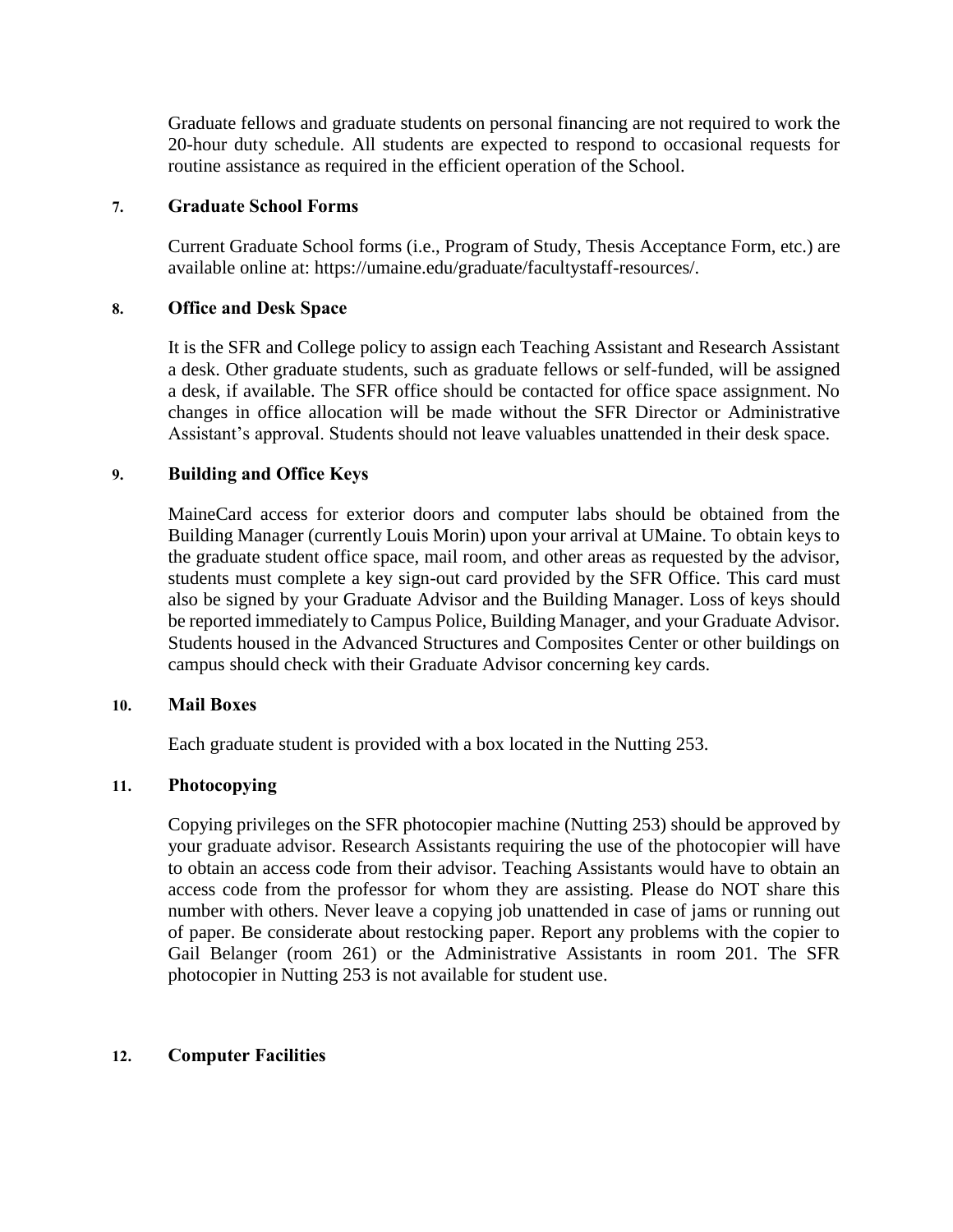Graduate fellows and graduate students on personal financing are not required to work the 20-hour duty schedule. All students are expected to respond to occasional requests for routine assistance as required in the efficient operation of the School.

### 7. Graduate School Forms

Current Graduate School forms (i.e., Program of Study, Thesis Acceptance Form, etc.) are available online at: https://umaine.edu/graduate/facultystaff-resources/.

### 8. Office and Desk Space

It is the SFR and College policy to assign each Teaching Assistant and Research Assistant a desk. Other graduate students, such as graduate fellows or self-funded, will be assigned a desk, if available. The SFR office should be contacted for office space assignment. No changes in office allocation will be made without the SFR Director or Administrative Assistant's approval. Students should not leave valuables unattended in their desk space.

### 9. Building and Office Keys

MaineCard access for exterior doors and computer labs should be obtained from the Building Manager (currently Louis Morin) upon your arrival at UMaine. To obtain keys to the graduate student office space, mail room, and other areas as requested by the advisor, students must complete a key sign-out card provided by the SFR Office. This card must also be signed by your Graduate Advisor and the Building Manager. Loss of keys should be reported immediately to Campus Police, Building Manager, and your Graduate Advisor. Students housed in the Advanced Structures and Composites Center or other buildings on campus should check with their Graduate Advisor concerning key cards.

### 10. Mail Boxes

Each graduate student is provided with a box located in the Nutting 253.

### 11. Photocopying

Copying privileges on the SFR photocopier machine (Nutting 253) should be approved by your graduate advisor. Research Assistants requiring the use of the photocopier will have to obtain an access code from their advisor. Teaching Assistants would have to obtain an access code from the professor for whom they are assisting. Please do NOT share this number with others. Never leave a copying job unattended in case of jams or running out of paper. Be considerate about restocking paper. Report any problems with the copier to Gail Belanger (room 261) or the Administrative Assistants in room 201. The SFR photocopier in Nutting 253 is not available for student use.

### 12. Computer Facilities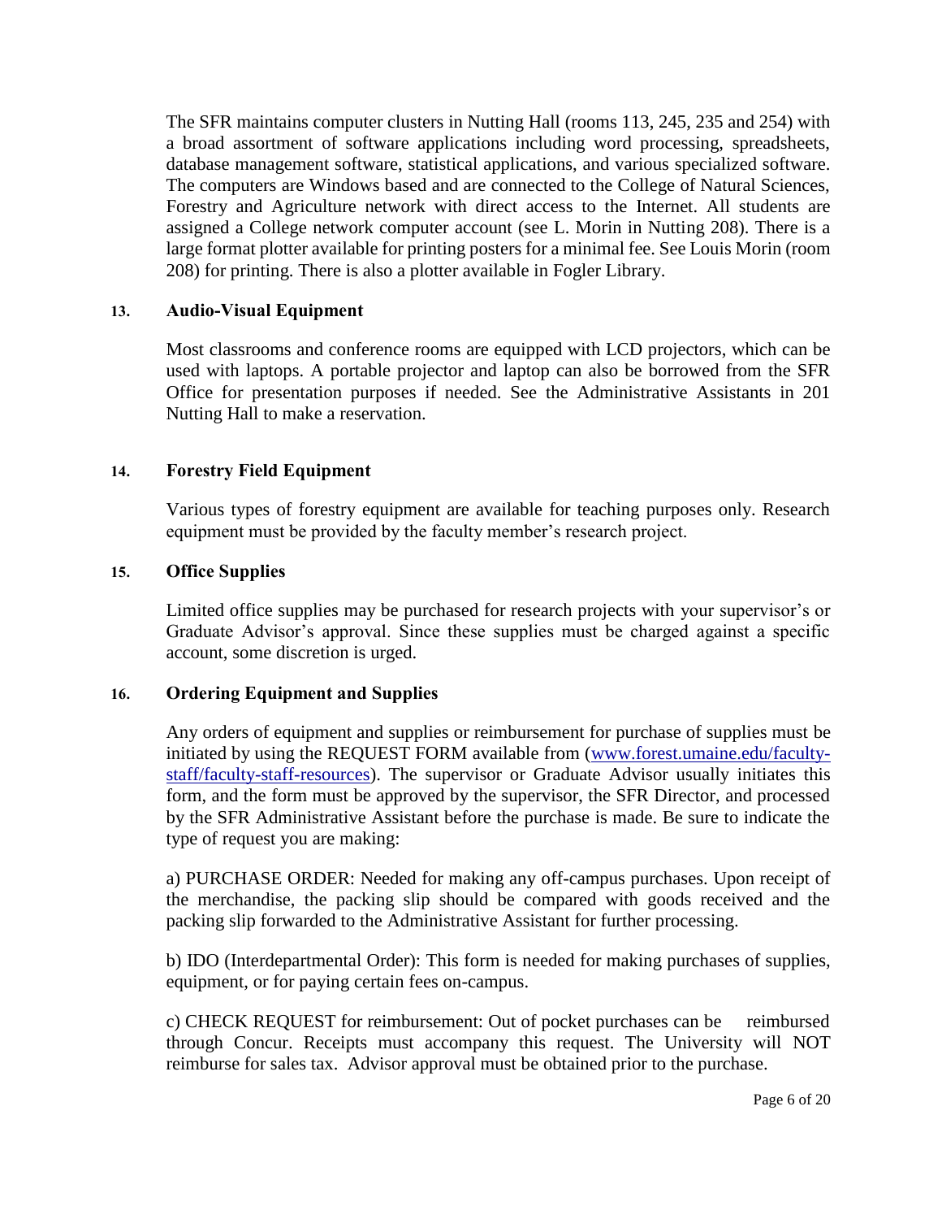The SFR maintains computer clusters in Nutting Hall (rooms 113, 245, 235 and 254) with a broad assortment of software applications including word processing, spreadsheets, database management software, statistical applications, and various specialized software. The computers are Windows based and are connected to the College of Natural Sciences, Forestry and Agriculture network with direct access to the Internet. All students are assigned a College network computer account (see L. Morin in Nutting 208). There is a large format plotter available for printing posters for a minimal fee. See Louis Morin (room 208) for printing. There is also a plotter available in Fogler Library.

### 13. Audio-Visual Equipment

Most classrooms and conference rooms are equipped with LCD projectors, which can be used with laptops. A portable projector and laptop can also be borrowed from the SFR Office for presentation purposes if needed. See the Administrative Assistants in 201 Nutting Hall to make a reservation.

### 14. Forestry Field Equipment

Various types of forestry equipment are available for teaching purposes only. Research equipment must be provided by the faculty member's research project.

### 15. Office Supplies

Limited office supplies may be purchased for research projects with your supervisor's or Graduate Advisor's approval. Since these supplies must be charged against a specific account, some discretion is urged.

### 16. Ordering Equipment and Supplies

Any orders of equipment and supplies or reimbursement for purchase of supplies must be initiated by using the REQUEST FORM available from ([www.forest.umaine.edu/faculty-staff/faculty-staff-resources](www.forest.umaine.edu/faculty-staff/faculty-staff-resources)). The supervisor or Graduate Advisor usually initiates this form, and the form must be approved by the supervisor, the SFR Director, and processed by the SFR Administrative Assistant before the purchase is made. Be sure to indicate the type of request you are making:

a) PURCHASE ORDER: Needed for making any off-campus purchases. Upon receipt of the merchandise, the packing slip should be compared with goods received and the packing slip forwarded to the Administrative Assistant for further processing.

b) IDO (Interdepartmental Order): This form is needed for making purchases of supplies, equipment, or for paying certain fees on-campus.

c) CHECK REQUEST for reimbursement: Out of pocket purchases can be reimbursed through Concur. Receipts must accompany this request. The University will NOT reimburse for sales tax. Advisor approval must be obtained prior to the purchase.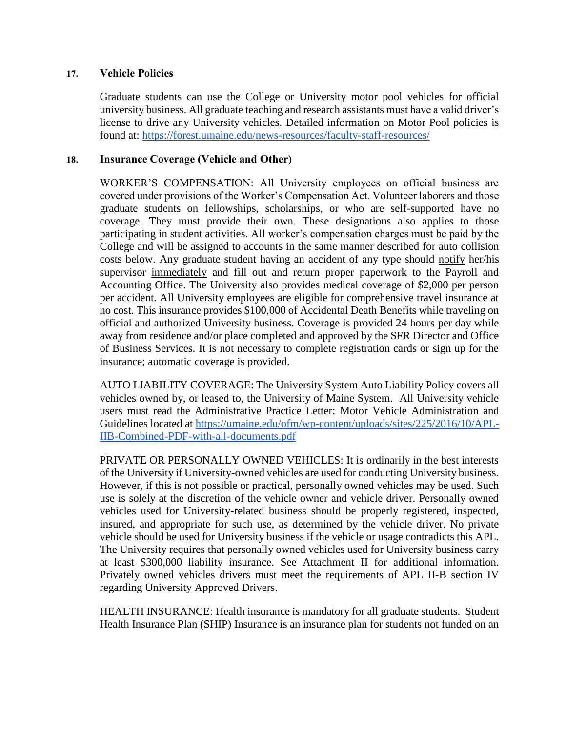## 17. Vehicle Policies

Graduate students can use the College or University motor pool vehicles for official university business. All graduate teaching and research assistants must have a valid driver's license to drive any University vehicles. Detailed information on Motor Pool policies is found at: https://forest.umaine.edu/news-resources/faculty-staff-resources/

## 18. Insurance Coverage (Vehicle and Other)

WORKER'S COMPENSATION: All University employees on official business are covered under provisions of the Worker's Compensation Act. Volunteer laborers and those graduate students on fellowships, scholarships, or who are self-supported have no coverage. They must provide their own. These designations also applies to those participating in student activities. All worker's compensation charges must be paid by the College and will be assigned to accounts in the same manner described for auto collision costs below. Any graduate student having an accident of any type should <u>notify</u> her/his supervisor <u>immediately</u> and fill out and return proper paperwork to the Payroll and Accounting Office. The University also provides medical coverage of $2,000 per person per accident. All University employees are eligible for comprehensive travel insurance at no cost. This insurance provides $100,000 of Accidental Death Benefits while traveling on official and authorized University business. Coverage is provided 24 hours per day while away from residence and/or place completed and approved by the SFR Director and Office of Business Services. It is not necessary to complete registration cards or sign up for the insurance; automatic coverage is provided.

AUTO LIABILITY COVERAGE: The University System Auto Liability Policy covers all vehicles owned by, or leased to, the University of Maine System. All University vehicle users must read the Administrative Practice Letter: Motor Vehicle Administration and Guidelines located at https://umaine.edu/ofm/wp-content/uploads/sites/225/2016/10/APL-IIB-Combined-PDF-with-all-documents.pdf

PRIVATE OR PERSONALLY OWNED VEHICLES: It is ordinarily in the best interests of the University if University-owned vehicles are used for conducting University business. However, if this is not possible or practical, personally owned vehicles may be used. Such use is solely at the discretion of the vehicle owner and vehicle driver. Personally owned vehicles used for University-related business should be properly registered, inspected, insured, and appropriate for such use, as determined by the vehicle driver. No private vehicle should be used for University business if the vehicle or usage contradicts this APL. The University requires that personally owned vehicles used for University business carry at least $300,000 liability insurance. See Attachment II for additional information. Privately owned vehicles drivers must meet the requirements of APL II-B section IV regarding University Approved Drivers.

HEALTH INSURANCE: Health insurance is mandatory for all graduate students. Student Health Insurance Plan (SHIP) Insurance is an insurance plan for students not funded on an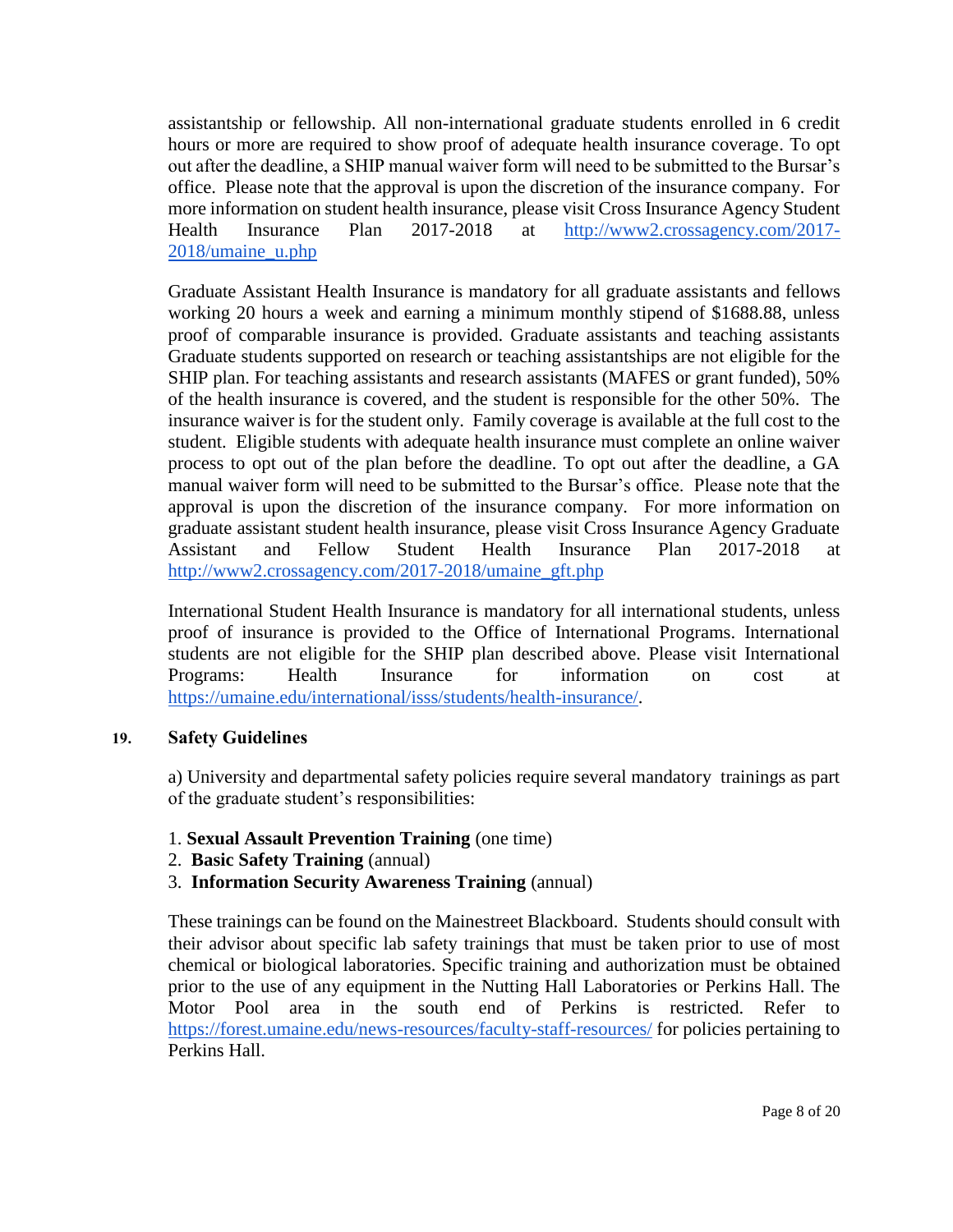assistantship or fellowship. All non-international graduate students enrolled in 6 credit hours or more are required to show proof of adequate health insurance coverage. To opt out after the deadline, a SHIP manual waiver form will need to be submitted to the Bursar's office. Please note that the approval is upon the discretion of the insurance company. For more information on student health insurance, please visit Cross Insurance Agency Student Health Insurance Plan 2017-2018 at http://www2.crossagency.com/2017-2018/umaine_u.php

Graduate Assistant Health Insurance is mandatory for all graduate assistants and fellows working 20 hours a week and earning a minimum monthly stipend of $1688.88, unless proof of comparable insurance is provided. Graduate assistants and teaching assistants Graduate students supported on research or teaching assistantships are not eligible for the SHIP plan. For teaching assistants and research assistants (MAFES or grant funded), 50% of the health insurance is covered, and the student is responsible for the other 50%. The insurance waiver is for the student only. Family coverage is available at the full cost to the student. Eligible students with adequate health insurance must complete an online waiver process to opt out of the plan before the deadline. To opt out after the deadline, a GA manual waiver form will need to be submitted to the Bursar's office. Please note that the approval is upon the discretion of the insurance company. For more information on graduate assistant student health insurance, please visit Cross Insurance Agency Graduate Assistant and Fellow Student Health Insurance Plan 2017-2018 at http://www2.crossagency.com/2017-2018/umaine_gft.php

International Student Health Insurance is mandatory for all international students, unless proof of insurance is provided to the Office of International Programs. International students are not eligible for the SHIP plan described above. Please visit International Programs: Health Insurance for information on cost at https://umaine.edu/international/isss/students/health-insurance/.

## 19. Safety Guidelines

a) University and departmental safety policies require several mandatory trainings as part of the graduate student's responsibilities:

1. **Sexual Assault Prevention Training** (one time)
2. **Basic Safety Training** (annual)
3. **Information Security Awareness Training** (annual)

These trainings can be found on the Mainestreet Blackboard. Students should consult with their advisor about specific lab safety trainings that must be taken prior to use of most chemical or biological laboratories. Specific training and authorization must be obtained prior to the use of any equipment in the Nutting Hall Laboratories or Perkins Hall. The Motor Pool area in the south end of Perkins is restricted. Refer to https://forest.umaine.edu/news-resources/faculty-staff-resources/ for policies pertaining to Perkins Hall.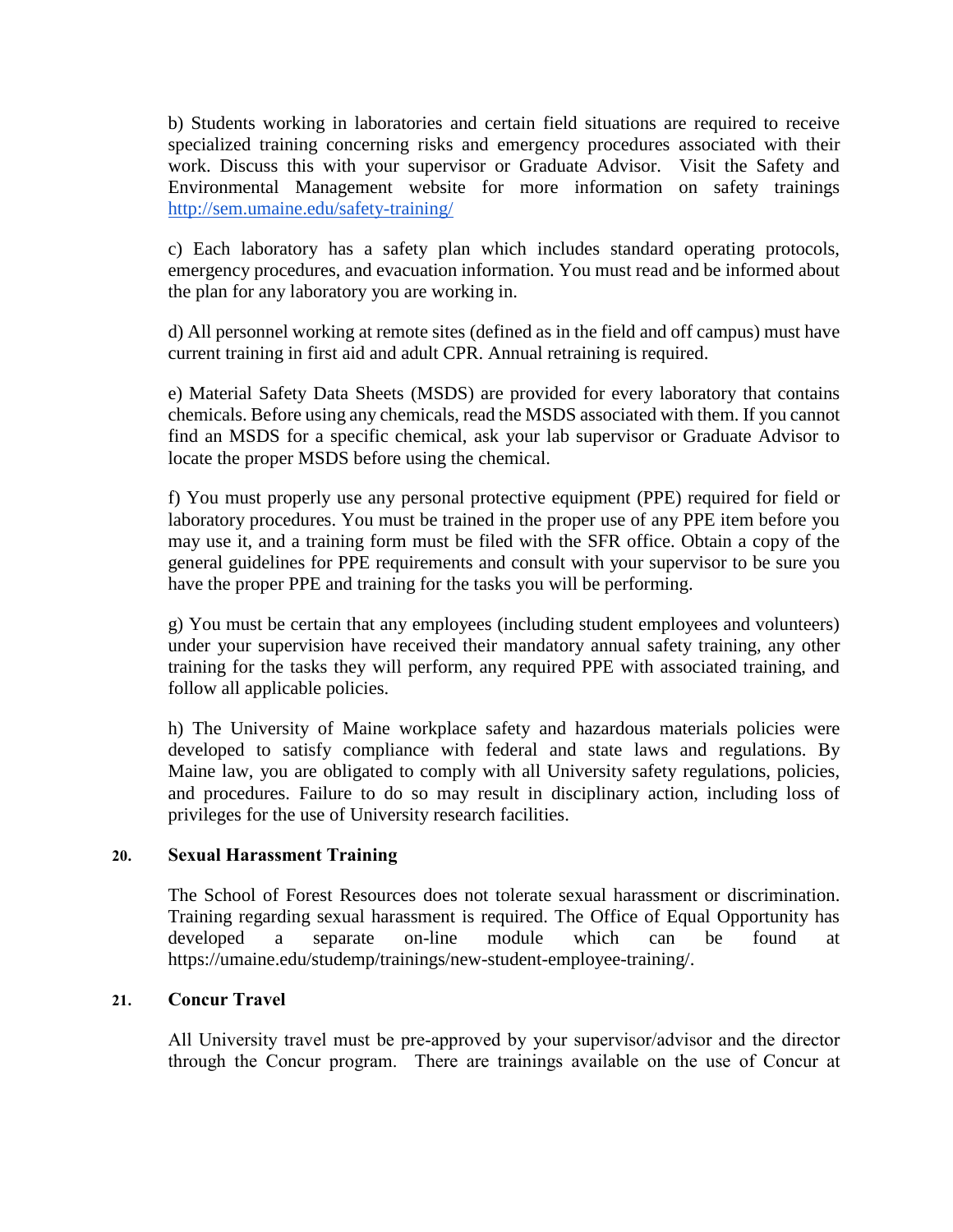b) Students working in laboratories and certain field situations are required to receive specialized training concerning risks and emergency procedures associated with their work. Discuss this with your supervisor or Graduate Advisor. Visit the Safety and Environmental Management website for more information on safety trainings http://sem.umaine.edu/safety-training/

c) Each laboratory has a safety plan which includes standard operating protocols, emergency procedures, and evacuation information. You must read and be informed about the plan for any laboratory you are working in.

d) All personnel working at remote sites (defined as in the field and off campus) must have current training in first aid and adult CPR. Annual retraining is required.

e) Material Safety Data Sheets (MSDS) are provided for every laboratory that contains chemicals. Before using any chemicals, read the MSDS associated with them. If you cannot find an MSDS for a specific chemical, ask your lab supervisor or Graduate Advisor to locate the proper MSDS before using the chemical.

f) You must properly use any personal protective equipment (PPE) required for field or laboratory procedures. You must be trained in the proper use of any PPE item before you may use it, and a training form must be filed with the SFR office. Obtain a copy of the general guidelines for PPE requirements and consult with your supervisor to be sure you have the proper PPE and training for the tasks you will be performing.

g) You must be certain that any employees (including student employees and volunteers) under your supervision have received their mandatory annual safety training, any other training for the tasks they will perform, any required PPE with associated training, and follow all applicable policies.

h) The University of Maine workplace safety and hazardous materials policies were developed to satisfy compliance with federal and state laws and regulations. By Maine law, you are obligated to comply with all University safety regulations, policies, and procedures. Failure to do so may result in disciplinary action, including loss of privileges for the use of University research facilities.

## 20. Sexual Harassment Training

The School of Forest Resources does not tolerate sexual harassment or discrimination. Training regarding sexual harassment is required. The Office of Equal Opportunity has developed a separate on-line module which can be found at https://umaine.edu/studemp/trainings/new-student-employee-training/.

## 21. Concur Travel

All University travel must be pre-approved by your supervisor/advisor and the director through the Concur program. There are trainings available on the use of Concur at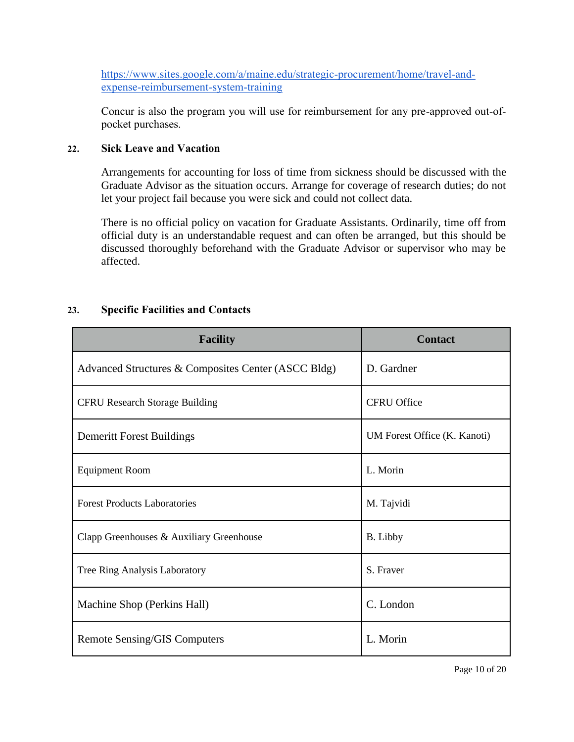https://www.sites.google.com/a/maine.edu/strategic-procurement/home/travel-and-expense-reimbursement-system-training

Concur is also the program you will use for reimbursement for any pre-approved out-of-pocket purchases.

## 22. Sick Leave and Vacation

Arrangements for accounting for loss of time from sickness should be discussed with the Graduate Advisor as the situation occurs. Arrange for coverage of research duties; do not let your project fail because you were sick and could not collect data.

There is no official policy on vacation for Graduate Assistants. Ordinarily, time off from official duty is an understandable request and can often be arranged, but this should be discussed thoroughly beforehand with the Graduate Advisor or supervisor who may be affected.

## 23. Specific Facilities and Contacts

| Facility | Contact |
| --- | --- |
| Advanced Structures & Composites Center (ASCC Bldg) | D. Gardner |
| CFRU Research Storage Building | CFRU Office |
| Demeritt Forest Buildings | UM Forest Office (K. Kanoti) |
| Equipment Room | L. Morin |
| Forest Products Laboratories | M. Tajvidi |
| Clapp Greenhouses & Auxiliary Greenhouse | B. Libby |
| Tree Ring Analysis Laboratory | S. Fraver |
| Machine Shop (Perkins Hall) | C. London |
| Remote Sensing/GIS Computers | L. Morin |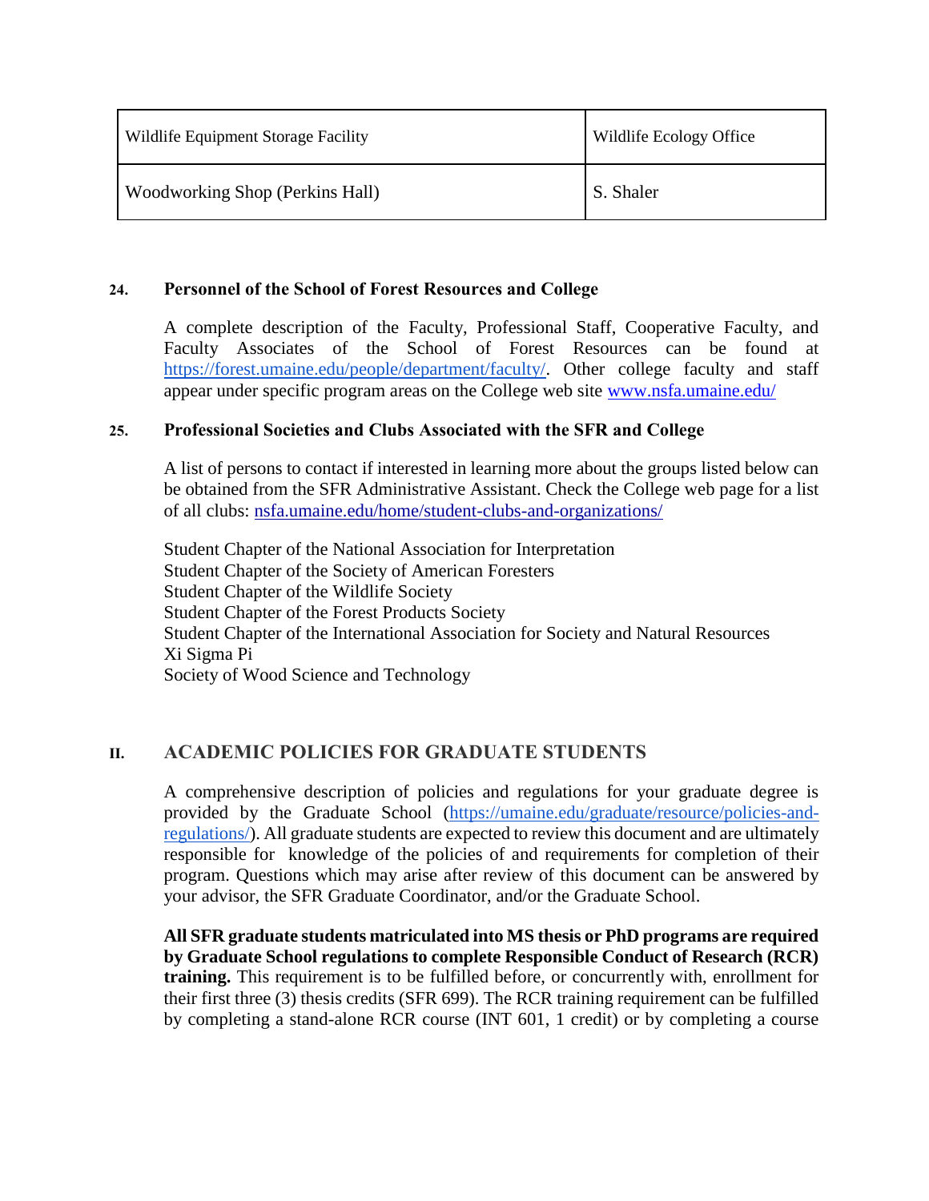| Wildlife Equipment Storage Facility | Wildlife Ecology Office |
|---|---|
| Woodworking Shop (Perkins Hall) | S. Shaler |

### 24. Personnel of the School of Forest Resources and College

A complete description of the Faculty, Professional Staff, Cooperative Faculty, and Faculty Associates of the School of Forest Resources can be found at https://forest.umaine.edu/people/department/faculty/. Other college faculty and staff appear under specific program areas on the College web site www.nsfa.umaine.edu/

### 25. Professional Societies and Clubs Associated with the SFR and College

A list of persons to contact if interested in learning more about the groups listed below can be obtained from the SFR Administrative Assistant. Check the College web page for a list of all clubs: nsfa.umaine.edu/home/student-clubs-and-organizations/

Student Chapter of the National Association for Interpretation
Student Chapter of the Society of American Foresters
Student Chapter of the Wildlife Society
Student Chapter of the Forest Products Society
Student Chapter of the International Association for Society and Natural Resources
Xi Sigma Pi
Society of Wood Science and Technology

## II. ACADEMIC POLICIES FOR GRADUATE STUDENTS

A comprehensive description of policies and regulations for your graduate degree is provided by the Graduate School (https://umaine.edu/graduate/resource/policies-and-regulations/). All graduate students are expected to review this document and are ultimately responsible for knowledge of the policies of and requirements for completion of their program. Questions which may arise after review of this document can be answered by your advisor, the SFR Graduate Coordinator, and/or the Graduate School.

**All SFR graduate students matriculated into MS thesis or PhD programs are required by Graduate School regulations to complete Responsible Conduct of Research (RCR) training.** This requirement is to be fulfilled before, or concurrently with, enrollment for their first three (3) thesis credits (SFR 699). The RCR training requirement can be fulfilled by completing a stand-alone RCR course (INT 601, 1 credit) or by completing a course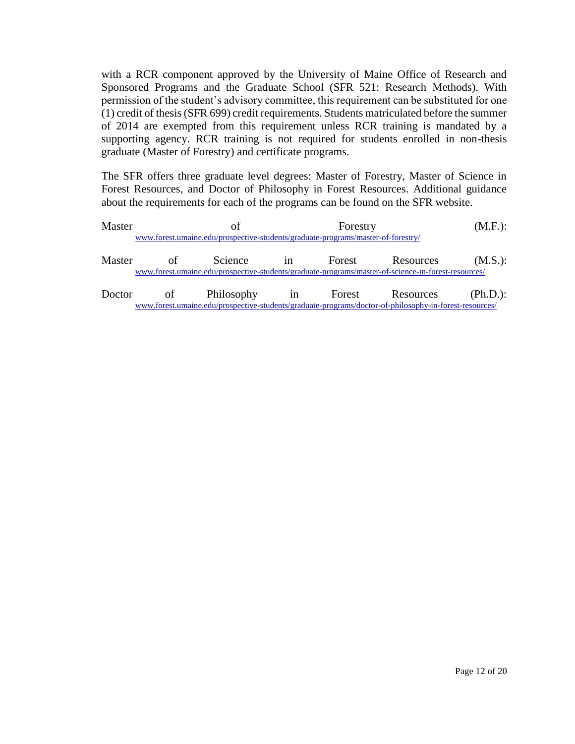with a RCR component approved by the University of Maine Office of Research and Sponsored Programs and the Graduate School (SFR 521: Research Methods). With permission of the student's advisory committee, this requirement can be substituted for one (1) credit of thesis (SFR 699) credit requirements. Students matriculated before the summer of 2014 are exempted from this requirement unless RCR training is mandated by a supporting agency. RCR training is not required for students enrolled in non-thesis graduate (Master of Forestry) and certificate programs.

The SFR offers three graduate level degrees: Master of Forestry, Master of Science in Forest Resources, and Doctor of Philosophy in Forest Resources. Additional guidance about the requirements for each of the programs can be found on the SFR website.

Master of Forestry (M.F.): www.forest.umaine.edu/prospective-students/graduate-programs/master-of-forestry/

Master of Science in Forest Resources (M.S.): www.forest.umaine.edu/prospective-students/graduate-programs/master-of-science-in-forest-resources/

Doctor of Philosophy in Forest Resources (Ph.D.): www.forest.umaine.edu/prospective-students/graduate-programs/doctor-of-philosophy-in-forest-resources/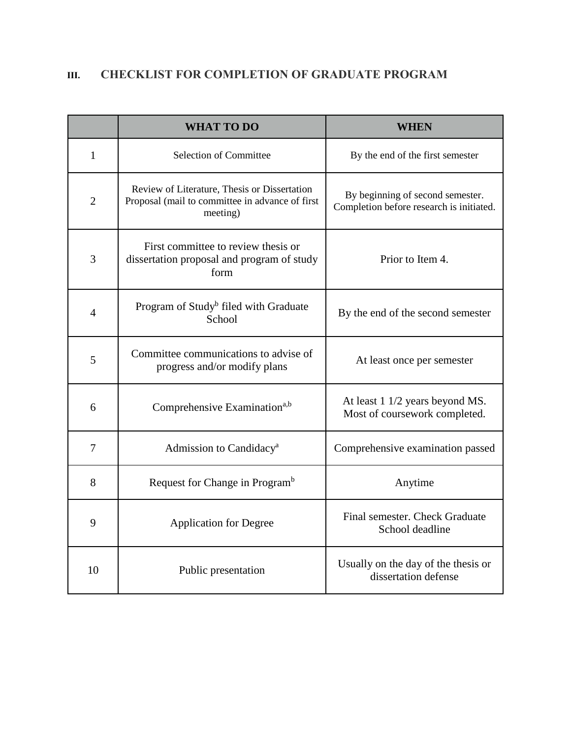## III. CHECKLIST FOR COMPLETION OF GRADUATE PROGRAM

| | WHAT TO DO | WHEN |
|---|---|---|
| 1 | Selection of Committee | By the end of the first semester |
| 2 | Review of Literature, Thesis or Dissertation Proposal (mail to committee in advance of first meeting) | By beginning of second semester. Completion before research is initiated. |
| 3 | First committee to review thesis or dissertation proposal and program of study form | Prior to Item 4. |
| 4 | Program of Study[b] filed with Graduate School | By the end of the second semester |
| 5 | Committee communications to advise of progress and/or modify plans | At least once per semester |
| 6 | Comprehensive Examination[a,b] | At least 1 1/2 years beyond MS. Most of coursework completed. |
| 7 | Admission to Candidacy[a] | Comprehensive examination passed |
| 8 | Request for Change in Program[b] | Anytime |
| 9 | Application for Degree | Final semester. Check Graduate School deadline |
| 10 | Public presentation | Usually on the day of the thesis or dissertation defense |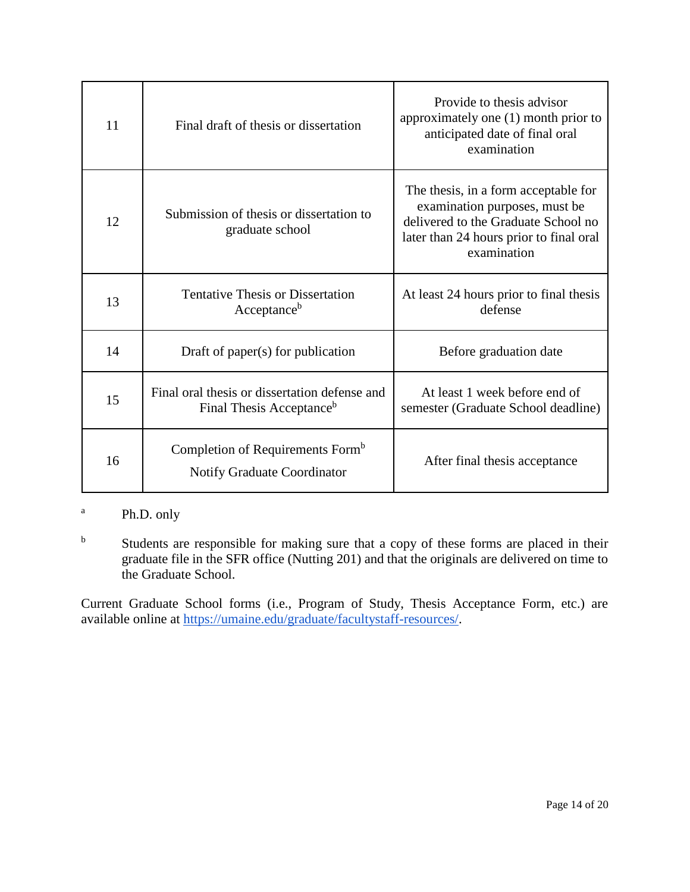| 11 | Final draft of thesis or dissertation | Provide to thesis advisor approximately one (1) month prior to anticipated date of final oral examination |
|---|---|---|
| 12 | Submission of thesis or dissertation to graduate school | The thesis, in a form acceptable for examination purposes, must be delivered to the Graduate School no later than 24 hours prior to final oral examination |
| 13 | Tentative Thesis or Dissertation Acceptance[b] | At least 24 hours prior to final thesis defense |
| 14 | Draft of paper(s) for publication | Before graduation date |
| 15 | Final oral thesis or dissertation defense and Final Thesis Acceptance[b] | At least 1 week before end of semester (Graduate School deadline) |
| 16 | Completion of Requirements Form[b] Notify Graduate Coordinator | After final thesis acceptance |

[a] Ph.D. only

[b] Students are responsible for making sure that a copy of these forms are placed in their graduate file in the SFR office (Nutting 201) and that the originals are delivered on time to the Graduate School.

Current Graduate School forms (i.e., Program of Study, Thesis Acceptance Form, etc.) are available online at https://umaine.edu/graduate/facultystaff-resources/.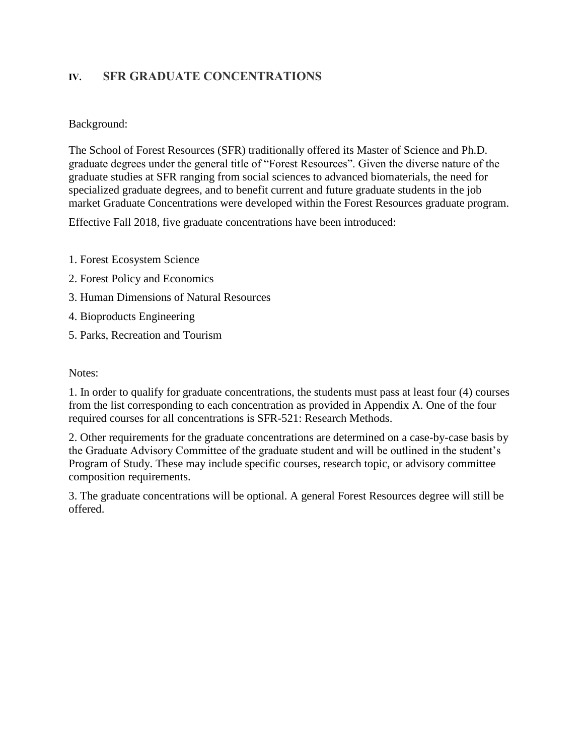## IV. SFR GRADUATE CONCENTRATIONS

Background:

The School of Forest Resources (SFR) traditionally offered its Master of Science and Ph.D. graduate degrees under the general title of "Forest Resources". Given the diverse nature of the graduate studies at SFR ranging from social sciences to advanced biomaterials, the need for specialized graduate degrees, and to benefit current and future graduate students in the job market Graduate Concentrations were developed within the Forest Resources graduate program.

Effective Fall 2018, five graduate concentrations have been introduced:

1. Forest Ecosystem Science
2. Forest Policy and Economics
3. Human Dimensions of Natural Resources
4. Bioproducts Engineering
5. Parks, Recreation and Tourism

Notes:

1. In order to qualify for graduate concentrations, the students must pass at least four (4) courses from the list corresponding to each concentration as provided in Appendix A. One of the four required courses for all concentrations is SFR-521: Research Methods.

2. Other requirements for the graduate concentrations are determined on a case-by-case basis by the Graduate Advisory Committee of the graduate student and will be outlined in the student's Program of Study. These may include specific courses, research topic, or advisory committee composition requirements.

3. The graduate concentrations will be optional. A general Forest Resources degree will still be offered.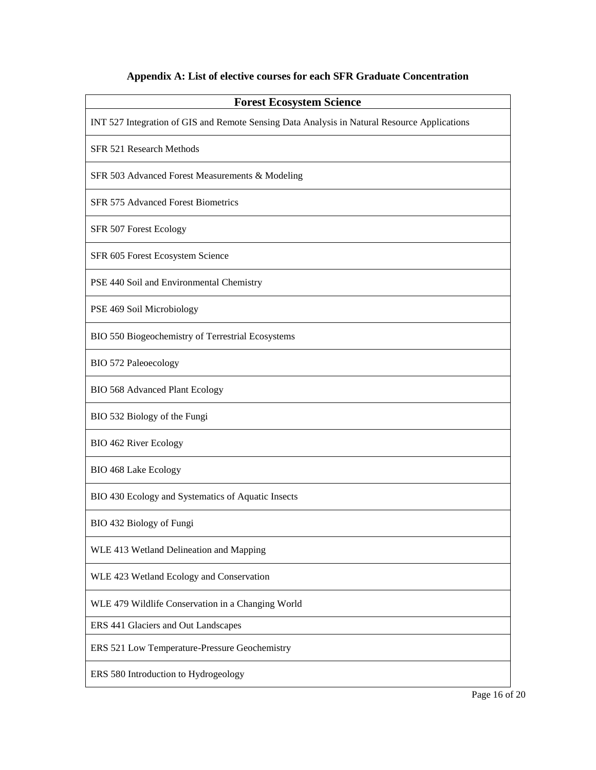**Appendix A: List of elective courses for each SFR Graduate Concentration**

| Forest Ecosystem Science |
|---|
| INT 527 Integration of GIS and Remote Sensing Data Analysis in Natural Resource Applications |
| SFR 521 Research Methods |
| SFR 503 Advanced Forest Measurements & Modeling |
| SFR 575 Advanced Forest Biometrics |
| SFR 507 Forest Ecology |
| SFR 605 Forest Ecosystem Science |
| PSE 440 Soil and Environmental Chemistry |
| PSE 469 Soil Microbiology |
| BIO 550 Biogeochemistry of Terrestrial Ecosystems |
| BIO 572 Paleoecology |
| BIO 568 Advanced Plant Ecology |
| BIO 532 Biology of the Fungi |
| BIO 462 River Ecology |
| BIO 468 Lake Ecology |
| BIO 430 Ecology and Systematics of Aquatic Insects |
| BIO 432 Biology of Fungi |
| WLE 413 Wetland Delineation and Mapping |
| WLE 423 Wetland Ecology and Conservation |
| WLE 479 Wildlife Conservation in a Changing World |
| ERS 441 Glaciers and Out Landscapes |
| ERS 521 Low Temperature-Pressure Geochemistry |
| ERS 580 Introduction to Hydrogeology |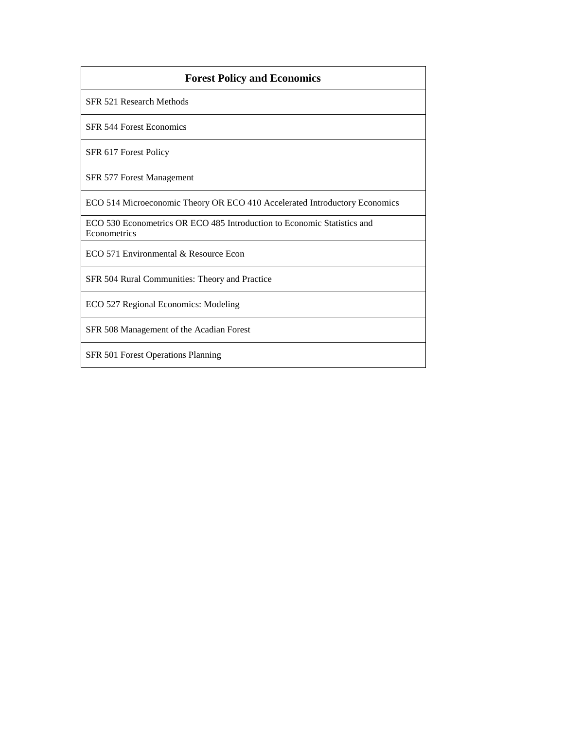| Forest Policy and Economics |
| --- |
| SFR 521 Research Methods |
| SFR 544 Forest Economics |
| SFR 617 Forest Policy |
| SFR 577 Forest Management |
| ECO 514 Microeconomic Theory OR ECO 410 Accelerated Introductory Economics |
| ECO 530 Econometrics OR ECO 485 Introduction to Economic Statistics and Econometrics |
| ECO 571 Environmental & Resource Econ |
| SFR 504 Rural Communities: Theory and Practice |
| ECO 527 Regional Economics: Modeling |
| SFR 508 Management of the Acadian Forest |
| SFR 501 Forest Operations Planning |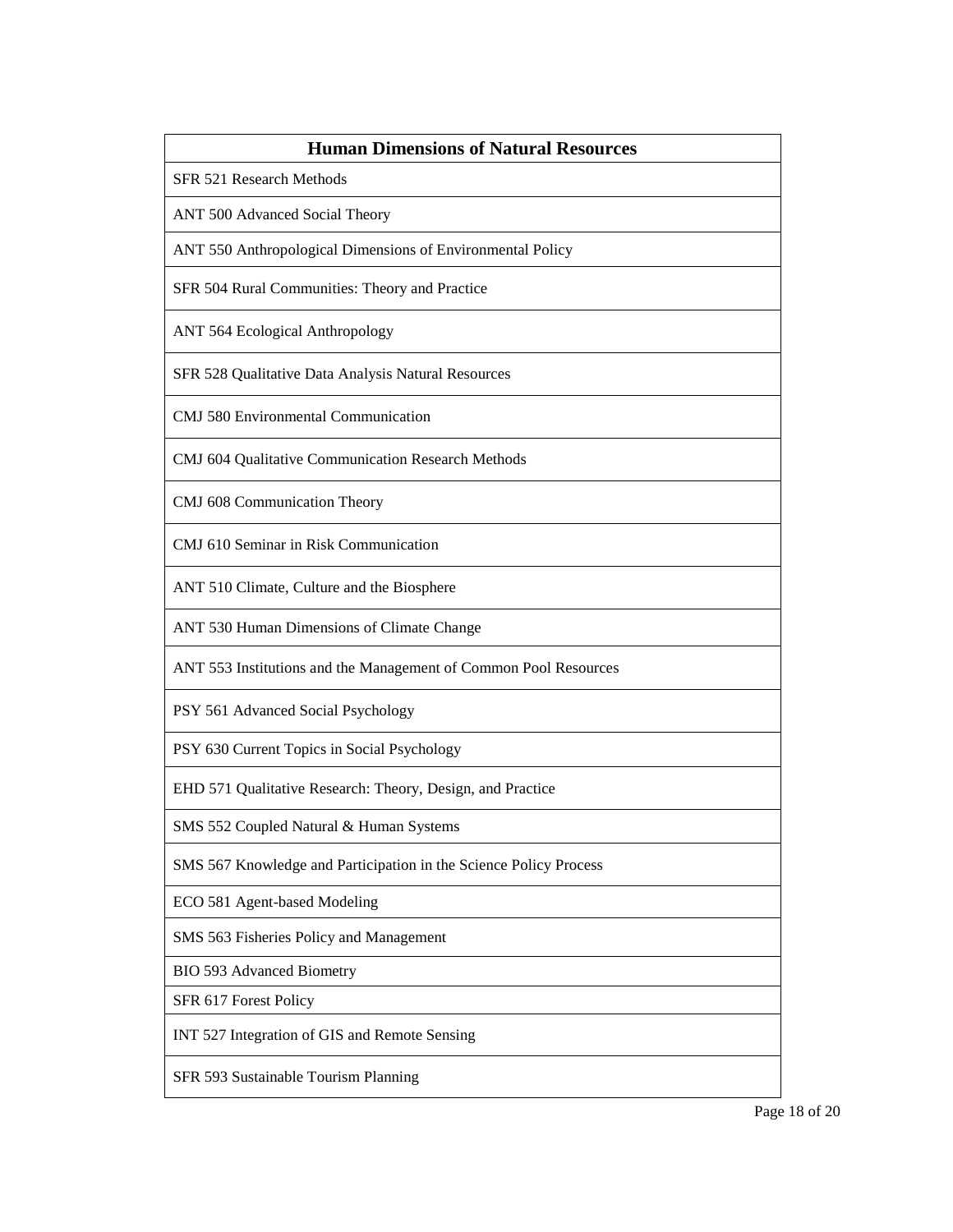| Human Dimensions of Natural Resources |
| --- |
| SFR 521 Research Methods |
| ANT 500 Advanced Social Theory |
| ANT 550 Anthropological Dimensions of Environmental Policy |
| SFR 504 Rural Communities: Theory and Practice |
| ANT 564 Ecological Anthropology |
| SFR 528 Qualitative Data Analysis Natural Resources |
| CMJ 580 Environmental Communication |
| CMJ 604 Qualitative Communication Research Methods |
| CMJ 608 Communication Theory |
| CMJ 610 Seminar in Risk Communication |
| ANT 510 Climate, Culture and the Biosphere |
| ANT 530 Human Dimensions of Climate Change |
| ANT 553 Institutions and the Management of Common Pool Resources |
| PSY 561 Advanced Social Psychology |
| PSY 630 Current Topics in Social Psychology |
| EHD 571 Qualitative Research: Theory, Design, and Practice |
| SMS 552 Coupled Natural & Human Systems |
| SMS 567 Knowledge and Participation in the Science Policy Process |
| ECO 581 Agent-based Modeling |
| SMS 563 Fisheries Policy and Management |
| BIO 593 Advanced Biometry |
| SFR 617 Forest Policy |
| INT 527 Integration of GIS and Remote Sensing |
| SFR 593 Sustainable Tourism Planning |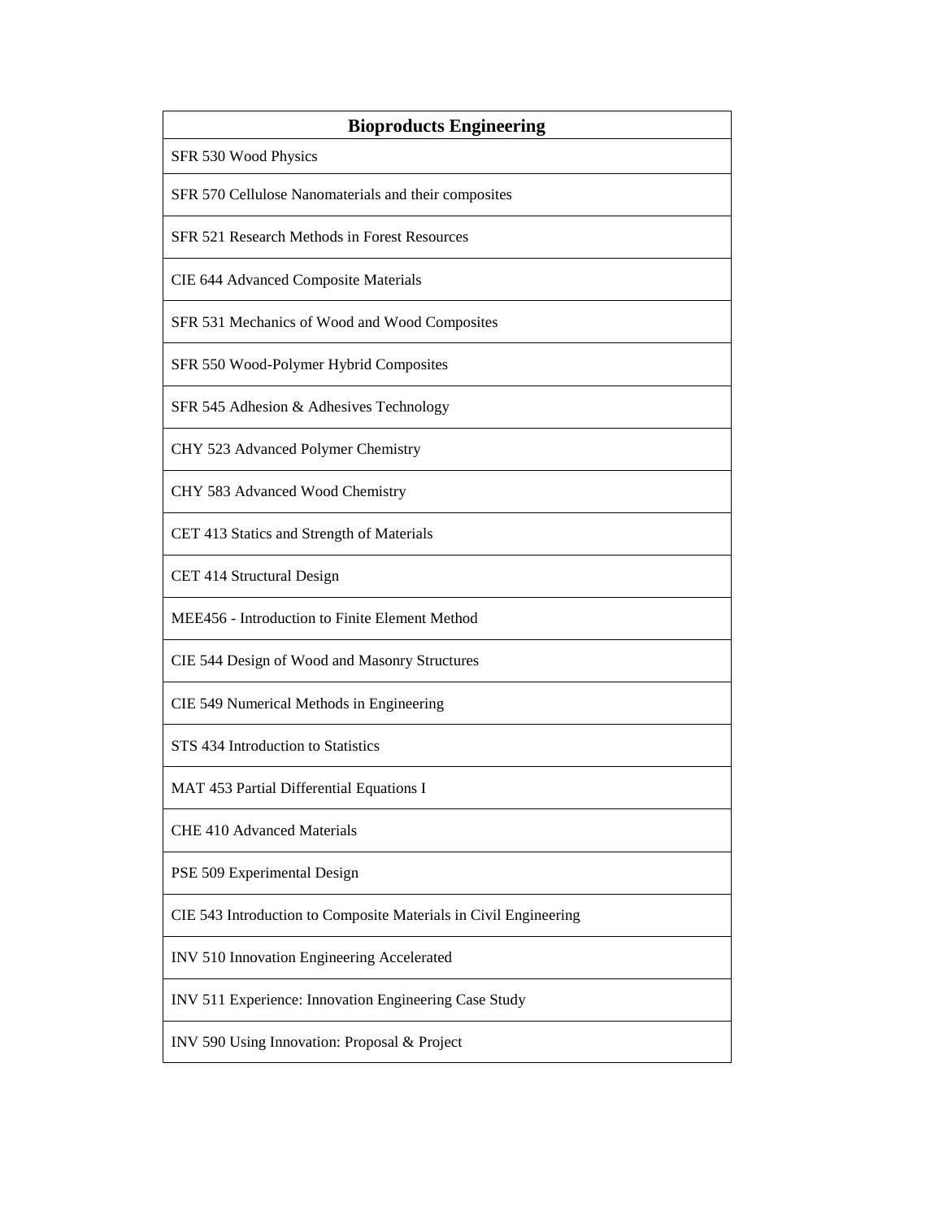| Bioproducts Engineering |
| --- |
| SFR 530 Wood Physics |
| SFR 570 Cellulose Nanomaterials and their composites |
| SFR 521 Research Methods in Forest Resources |
| CIE 644 Advanced Composite Materials |
| SFR 531 Mechanics of Wood and Wood Composites |
| SFR 550 Wood-Polymer Hybrid Composites |
| SFR 545 Adhesion & Adhesives Technology |
| CHY 523 Advanced Polymer Chemistry |
| CHY 583 Advanced Wood Chemistry |
| CET 413 Statics and Strength of Materials |
| CET 414 Structural Design |
| MEE456 - Introduction to Finite Element Method |
| CIE 544 Design of Wood and Masonry Structures |
| CIE 549 Numerical Methods in Engineering |
| STS 434 Introduction to Statistics |
| MAT 453 Partial Differential Equations I |
| CHE 410 Advanced Materials |
| PSE 509 Experimental Design |
| CIE 543 Introduction to Composite Materials in Civil Engineering |
| INV 510 Innovation Engineering Accelerated |
| INV 511 Experience: Innovation Engineering Case Study |
| INV 590 Using Innovation: Proposal & Project |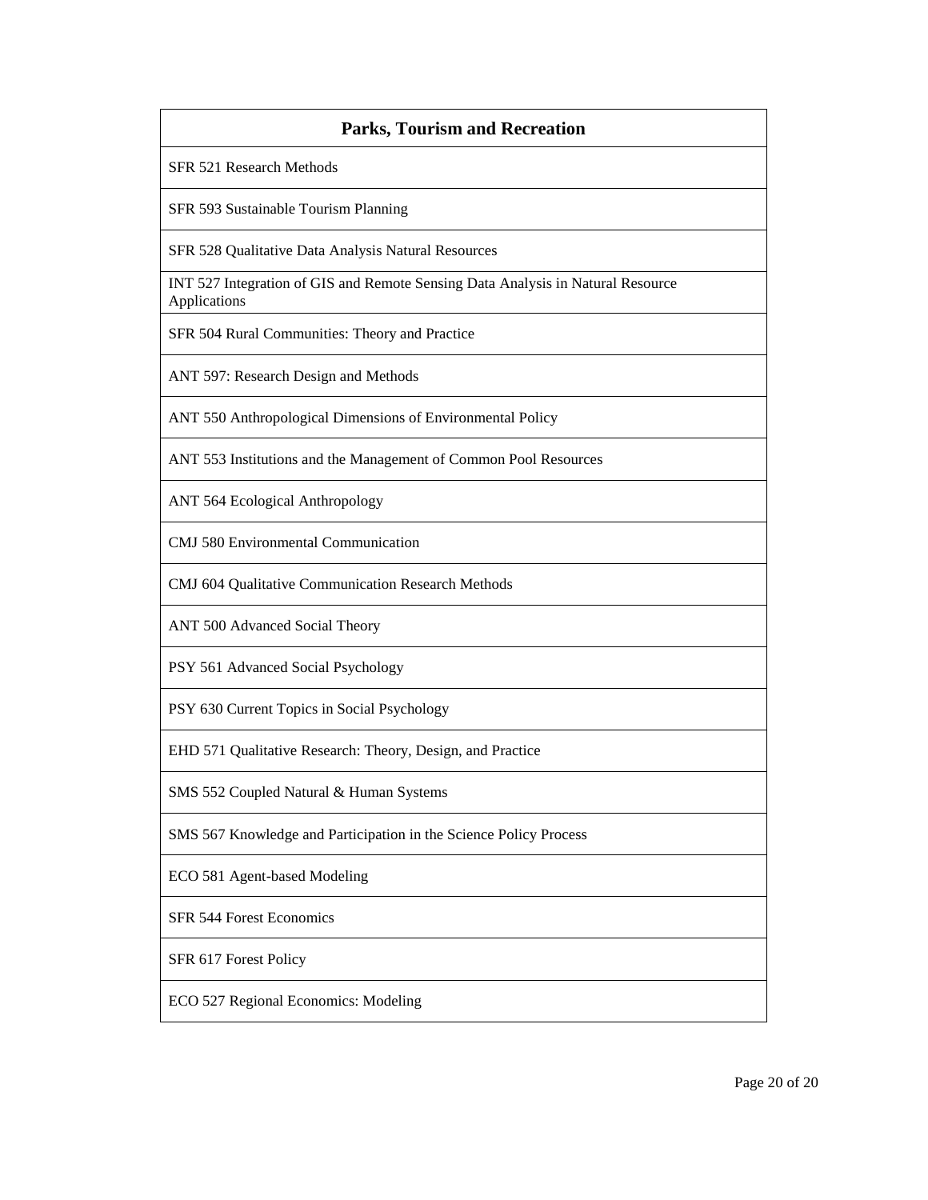| Parks, Tourism and Recreation |
|---|
| SFR 521 Research Methods |
| SFR 593 Sustainable Tourism Planning |
| SFR 528 Qualitative Data Analysis Natural Resources |
| INT 527 Integration of GIS and Remote Sensing Data Analysis in Natural Resource Applications |
| SFR 504 Rural Communities: Theory and Practice |
| ANT 597: Research Design and Methods |
| ANT 550 Anthropological Dimensions of Environmental Policy |
| ANT 553 Institutions and the Management of Common Pool Resources |
| ANT 564 Ecological Anthropology |
| CMJ 580 Environmental Communication |
| CMJ 604 Qualitative Communication Research Methods |
| ANT 500 Advanced Social Theory |
| PSY 561 Advanced Social Psychology |
| PSY 630 Current Topics in Social Psychology |
| EHD 571 Qualitative Research: Theory, Design, and Practice |
| SMS 552 Coupled Natural & Human Systems |
| SMS 567 Knowledge and Participation in the Science Policy Process |
| ECO 581 Agent-based Modeling |
| SFR 544 Forest Economics |
| SFR 617 Forest Policy |
| ECO 527 Regional Economics: Modeling |